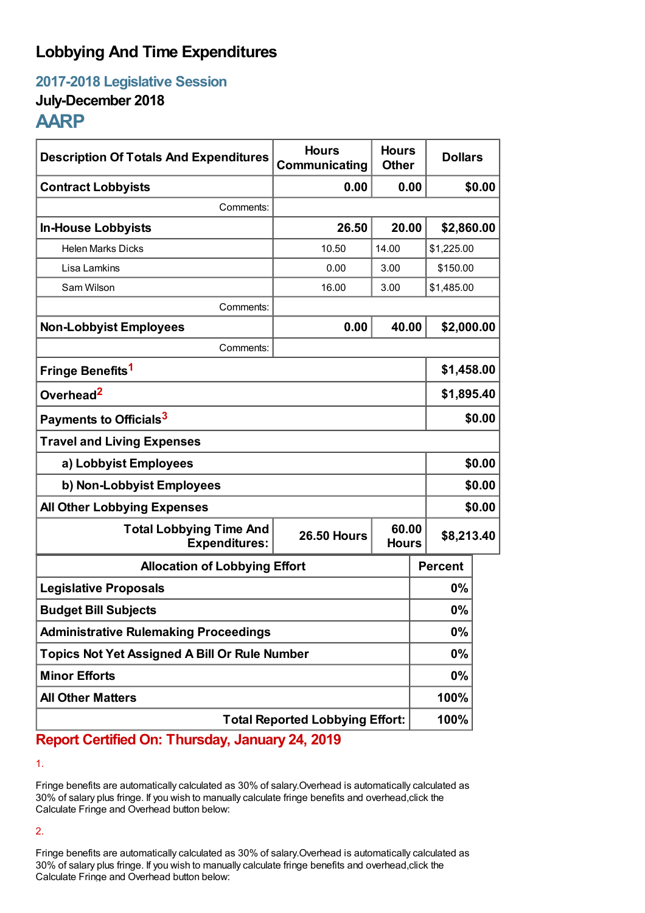# Lobbying And Time Expenditures

## 2017-2018 Legislative Session

### July-December 2018

## AARP

| Description Of Totals And Expenditures | Hours Communicating | Hours Other | Dollars |
|---|---|---|---|
| **Contract Lobbyists** | **0.00** | **0.00** | **$0.00** |
| Comments: | | | |
| **In-House Lobbyists** | **26.50** | **20.00** | **$2,860.00** |
| Helen Marks Dicks | 10.50 | 14.00 | $1,225.00 |
| Lisa Lamkins | 0.00 | 3.00 | $150.00 |
| Sam Wilson | 16.00 | 3.00 | $1,485.00 |
| Comments: | | | |
| **Non-Lobbyist Employees** | **0.00** | **40.00** | **$2,000.00** |
| Comments: | | | |
| **Fringe Benefits**[1] | | | **$1,458.00** |
| **Overhead**[2] | | | **$1,895.40** |
| **Payments to Officials**[3] | | | **$0.00** |
| **Travel and Living Expenses** | | | |
| **a) Lobbyist Employees** | | | **$0.00** |
| **b) Non-Lobbyist Employees** | | | **$0.00** |
| **All Other Lobbying Expenses** | | | **$0.00** |
| **Total Lobbying Time And Expenditures:** | **26.50 Hours** | **60.00 Hours** | **$8,213.40** |

| Allocation of Lobbying Effort | Percent |
|---|---|
| **Legislative Proposals** | **0%** |
| **Budget Bill Subjects** | **0%** |
| **Administrative Rulemaking Proceedings** | **0%** |
| **Topics Not Yet Assigned A Bill Or Rule Number** | **0%** |
| **Minor Efforts** | **0%** |
| **All Other Matters** | **100%** |
| **Total Reported Lobbying Effort:** | **100%** |

**Report Certified On: Thursday, January 24, 2019**

1.

Fringe benefits are automatically calculated as 30% of salary.Overhead is automatically calculated as 30% of salary plus fringe. If you wish to manually calculate fringe benefits and overhead,click the Calculate Fringe and Overhead button below:

2.

Fringe benefits are automatically calculated as 30% of salary.Overhead is automatically calculated as 30% of salary plus fringe. If you wish to manually calculate fringe benefits and overhead,click the Calculate Fringe and Overhead button below: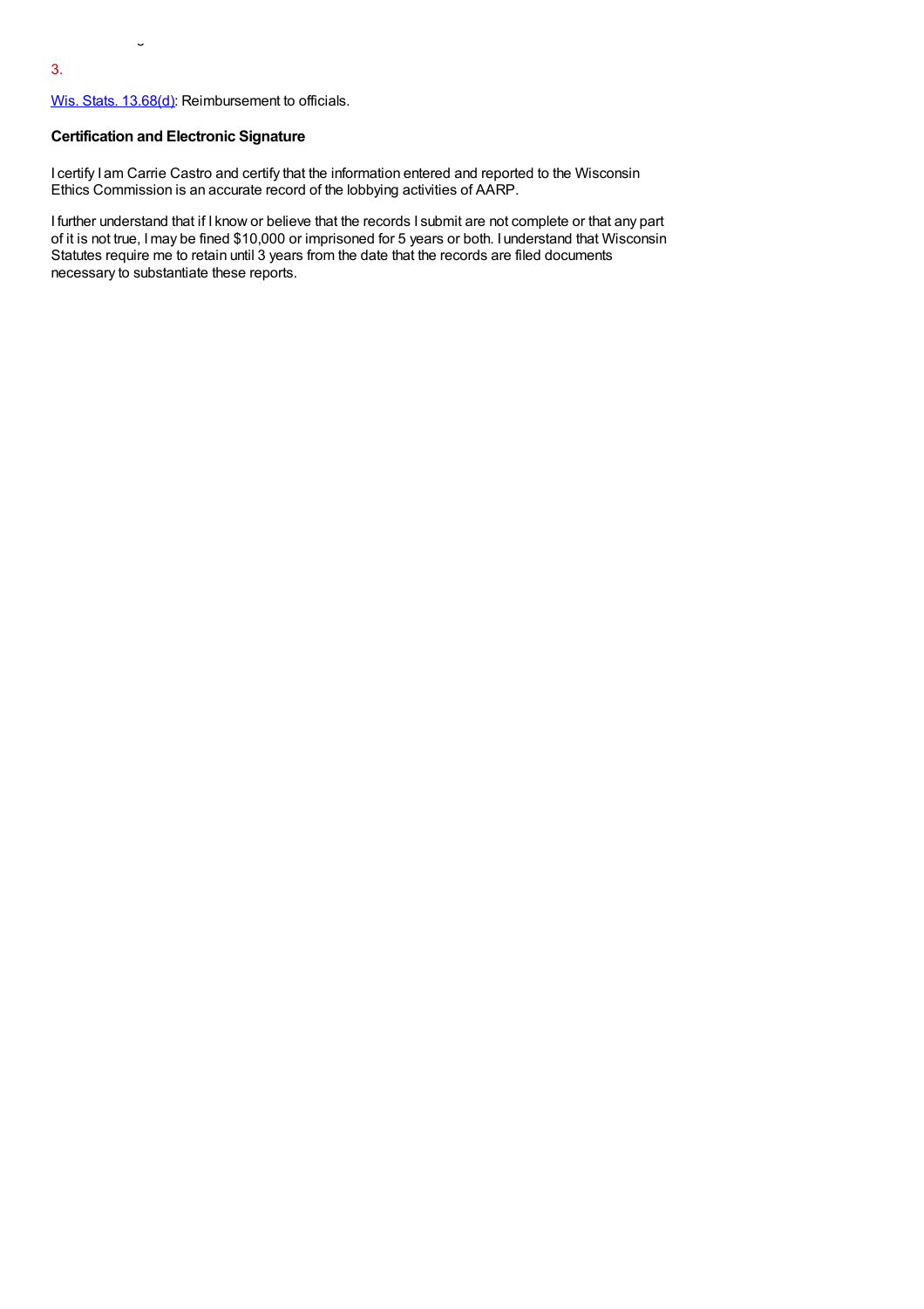3.

Wis. Stats. 13.68(d): Reimbursement to officials.

**Certification and Electronic Signature**

I certify I am Carrie Castro and certify that the information entered and reported to the Wisconsin Ethics Commission is an accurate record of the lobbying activities of AARP.

I further understand that if I know or believe that the records I submit are not complete or that any part of it is not true, I may be fined $10,000 or imprisoned for 5 years or both. I understand that Wisconsin Statutes require me to retain until 3 years from the date that the records are filed documents necessary to substantiate these reports.